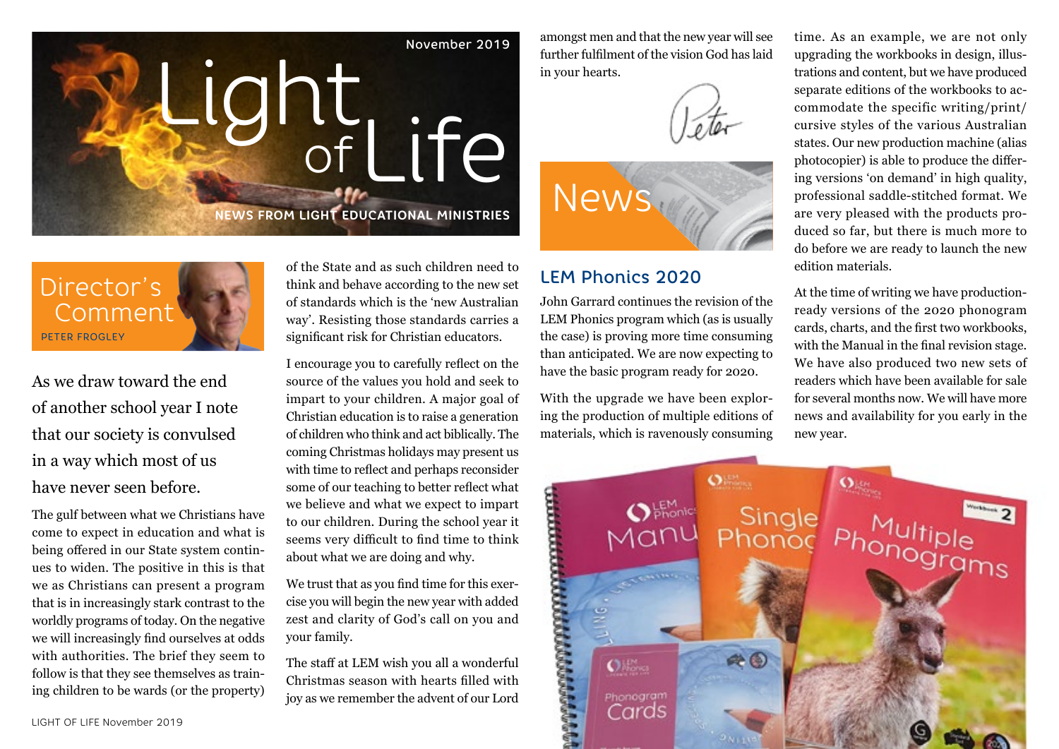November 2019

# Light of Life

NEWS FROM LIGHT EDUCATIONAL MINISTRIES

## Director's Comment

PETER FROGLEY

As we draw toward the end of another school year I note that our society is convulsed in a way which most of us have never seen before.

The gulf between what we Christians have come to expect in education and what is being offered in our State system continues to widen. The positive in this is that we as Christians can present a program that is in increasingly stark contrast to the worldly programs of today. On the negative we will increasingly find ourselves at odds with authorities. The brief they seem to follow is that they see themselves as training children to be wards (or the property) of the State and as such children need to think and behave according to the new set of standards which is the 'new Australian way'. Resisting those standards carries a significant risk for Christian educators.

I encourage you to carefully reflect on the source of the values you hold and seek to impart to your children. A major goal of Christian education is to raise a generation of children who think and act biblically. The coming Christmas holidays may present us with time to reflect and perhaps reconsider some of our teaching to better reflect what we believe and what we expect to impart to our children. During the school year it seems very difficult to find time to think about what we are doing and why.

We trust that as you find time for this exercise you will begin the new year with added zest and clarity of God's call on you and your family.

The staff at LEM wish you all a wonderful Christmas season with hearts filled with joy as we remember the advent of our Lord amongst men and that the new year will see further fulfilment of the vision God has laid in your hearts.

Peter

## News

### LEM Phonics 2020

John Garrard continues the revision of the LEM Phonics program which (as is usually the case) is proving more time consuming than anticipated. We are now expecting to have the basic program ready for 2020.

With the upgrade we have been exploring the production of multiple editions of materials, which is ravenously consuming time. As an example, we are not only upgrading the workbooks in design, illustrations and content, but we have produced separate editions of the workbooks to accommodate the specific writing/print/cursive styles of the various Australian states. Our new production machine (alias photocopier) is able to produce the differing versions 'on demand' in high quality, professional saddle-stitched format. We are very pleased with the products produced so far, but there is much more to do before we are ready to launch the new edition materials.

At the time of writing we have production-ready versions of the 2020 phonogram cards, charts, and the first two workbooks, with the Manual in the final revision stage. We have also produced two new sets of readers which have been available for sale for several months now. We will have more news and availability for you early in the new year.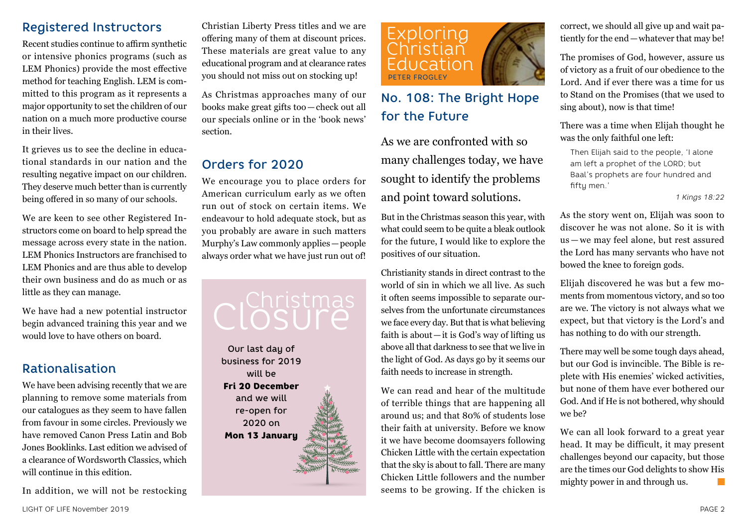## Registered Instructors

Recent studies continue to affirm synthetic or intensive phonics programs (such as LEM Phonics) provide the most effective method for teaching English. LEM is committed to this program as it represents a major opportunity to set the children of our nation on a much more productive course in their lives.

It grieves us to see the decline in educational standards in our nation and the resulting negative impact on our children. They deserve much better than is currently being offered in so many of our schools.

We are keen to see other Registered Instructors come on board to help spread the message across every state in the nation. LEM Phonics Instructors are franchised to LEM Phonics and are thus able to develop their own business and do as much or as little as they can manage.

We have had a new potential instructor begin advanced training this year and we would love to have others on board.

## Rationalisation

We have been advising recently that we are planning to remove some materials from our catalogues as they seem to have fallen from favour in some circles. Previously we have removed Canon Press Latin and Bob Jones Booklinks. Last edition we advised of a clearance of Wordsworth Classics, which will continue in this edition.

In addition, we will not be restocking Christian Liberty Press titles and we are offering many of them at discount prices. These materials are great value to any educational program and at clearance rates you should not miss out on stocking up!

As Christmas approaches many of our books make great gifts too—check out all our specials online or in the 'book news' section.

## Orders for 2020

We encourage you to place orders for American curriculum early as we often run out of stock on certain items. We endeavour to hold adequate stock, but as you probably are aware in such matters Murphy's Law commonly applies—people always order what we have just run out of!

## Christmas Closure

Our last day of business for 2019 will be **Fri 20 December** and we will re-open for 2020 on **Mon 13 January**

## Exploring Christian Education

PETER FROGLEY

## No. 108: The Bright Hope for the Future

As we are confronted with so many challenges today, we have sought to identify the problems and point toward solutions.

But in the Christmas season this year, with what could seem to be quite a bleak outlook for the future, I would like to explore the positives of our situation.

Christianity stands in direct contrast to the world of sin in which we all live. As such it often seems impossible to separate ourselves from the unfortunate circumstances we face every day. But that is what believing faith is about—it is God's way of lifting us above all that darkness to see that we live in the light of God. As days go by it seems our faith needs to increase in strength.

We can read and hear of the multitude of terrible things that are happening all around us; and that 80% of students lose their faith at university. Before we know it we have become doomsayers following Chicken Little with the certain expectation that the sky is about to fall. There are many Chicken Little followers and the number seems to be growing. If the chicken is correct, we should all give up and wait patiently for the end—whatever that may be!

The promises of God, however, assure us of victory as a fruit of our obedience to the Lord. And if ever there was a time for us to Stand on the Promises (that we used to sing about), now is that time!

There was a time when Elijah thought he was the only faithful one left:

> Then Elijah said to the people, 'I alone am left a prophet of the LORD; but Baal's prophets are four hundred and fifty men.'
>
> *1 Kings 18:22*

As the story went on, Elijah was soon to discover he was not alone. So it is with us—we may feel alone, but rest assured the Lord has many servants who have not bowed the knee to foreign gods.

Elijah discovered he was but a few moments from momentous victory, and so too are we. The victory is not always what we expect, but that victory is the Lord's and has nothing to do with our strength.

There may well be some tough days ahead, but our God is invincible. The Bible is replete with His enemies' wicked activities, but none of them have ever bothered our God. And if He is not bothered, why should we be?

We can all look forward to a great year head. It may be difficult, it may present challenges beyond our capacity, but those are the times our God delights to show His mighty power in and through us.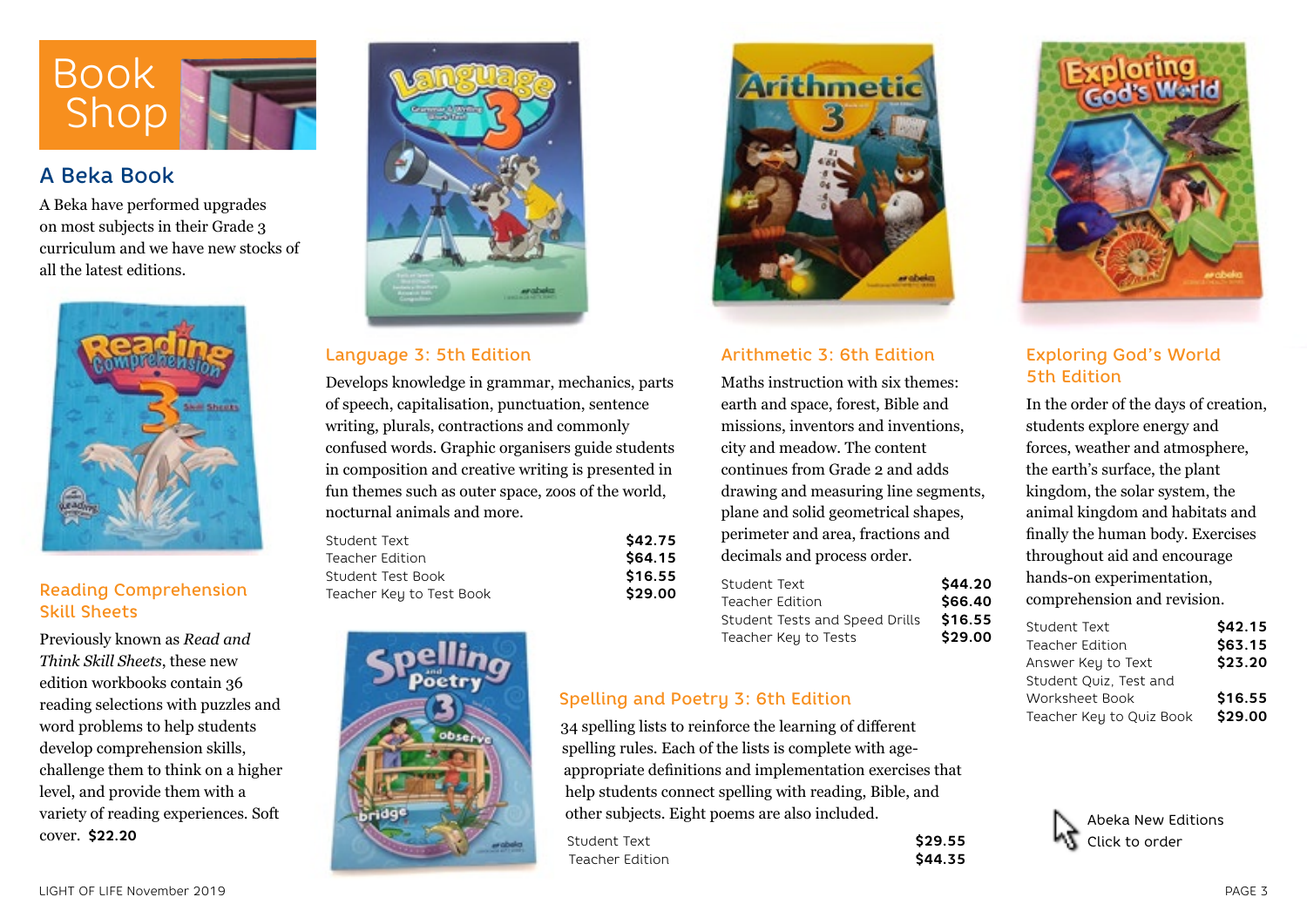# Book Shop

## A Beka Book

A Beka have performed upgrades on most subjects in their Grade 3 curriculum and we have new stocks of all the latest editions.

### Reading Comprehension Skill Sheets

Previously known as *Read and Think Skill Sheets*, these new edition workbooks contain 36 reading selections with puzzles and word problems to help students develop comprehension skills, challenge them to think on a higher level, and provide them with a variety of reading experiences. Soft cover. **$22.20**

### Language 3: 5th Edition

Develops knowledge in grammar, mechanics, parts of speech, capitalisation, punctuation, sentence writing, plurals, contractions and commonly confused words. Graphic organisers guide students in composition and creative writing is presented in fun themes such as outer space, zoos of the world, nocturnal animals and more.

| | |
|---|---|
| Student Text | **$42.75** |
| Teacher Edition | **$64.15** |
| Student Test Book | **$16.55** |
| Teacher Key to Test Book | **$29.00** |

### Arithmetic 3: 6th Edition

Maths instruction with six themes: earth and space, forest, Bible and missions, inventors and inventions, city and meadow. The content continues from Grade 2 and adds drawing and measuring line segments, plane and solid geometrical shapes, perimeter and area, fractions and decimals and process order.

| | |
|---|---|
| Student Text | **$44.20** |
| Teacher Edition | **$66.40** |
| Student Tests and Speed Drills | **$16.55** |
| Teacher Key to Tests | **$29.00** |

### Spelling and Poetry 3: 6th Edition

34 spelling lists to reinforce the learning of different spelling rules. Each of the lists is complete with age-appropriate definitions and implementation exercises that help students connect spelling with reading, Bible, and other subjects. Eight poems are also included.

| | |
|---|---|
| Student Text | **$29.55** |
| Teacher Edition | **$44.35** |

### Exploring God's World 5th Edition

In the order of the days of creation, students explore energy and forces, weather and atmosphere, the earth's surface, the plant kingdom, the solar system, the animal kingdom and habitats and finally the human body. Exercises throughout aid and encourage hands-on experimentation, comprehension and revision.

| | |
|---|---|
| Student Text | **$42.15** |
| Teacher Edition | **$63.15** |
| Answer Key to Text | **$23.20** |
| Student Quiz, Test and Worksheet Book | **$16.55** |
| Teacher Key to Quiz Book | **$29.00** |

Abeka New Editions
Click to order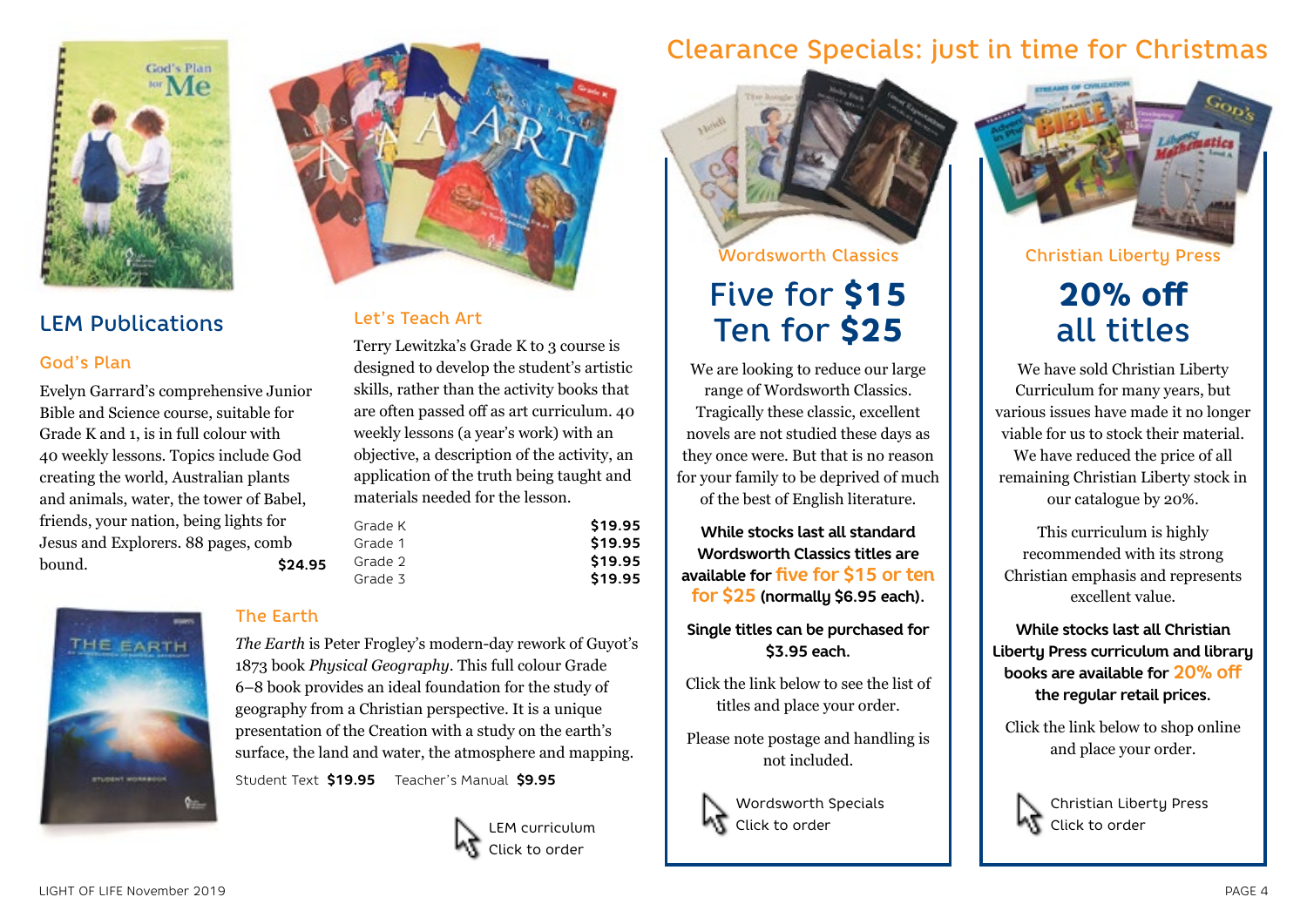## LEM Publications

### God's Plan

Evelyn Garrard's comprehensive Junior Bible and Science course, suitable for Grade K and 1, is in full colour with 40 weekly lessons. Topics include God creating the world, Australian plants and animals, water, the tower of Babel, friends, your nation, being lights for Jesus and Explorers. 88 pages, comb bound. **$24.95**

### Let's Teach Art

Terry Lewitzka's Grade K to 3 course is designed to develop the student's artistic skills, rather than the activity books that are often passed off as art curriculum. 40 weekly lessons (a year's work) with an objective, a description of the activity, an application of the truth being taught and materials needed for the lesson.

| | |
|---|---|
| Grade K | **$19.95** |
| Grade 1 | **$19.95** |
| Grade 2 | **$19.95** |
| Grade 3 | **$19.95** |

### The Earth

*The Earth* is Peter Frogley's modern-day rework of Guyot's 1873 book *Physical Geography*. This full colour Grade 6–8 book provides an ideal foundation for the study of geography from a Christian perspective. It is a unique presentation of the Creation with a study on the earth's surface, the land and water, the atmosphere and mapping.

Student Text **$19.95** Teacher's Manual **$9.95**

LEM curriculum
Click to order

# Clearance Specials: just in time for Christmas

### Wordsworth Classics

## Five for **$15**
## Ten for **$25**

We are looking to reduce our large range of Wordsworth Classics. Tragically these classic, excellent novels are not studied these days as they once were. But that is no reason for your family to be deprived of much of the best of English literature.

**While stocks last all standard Wordsworth Classics titles are available for five for $15 or ten for $25 (normally $6.95 each).**

**Single titles can be purchased for $3.95 each.**

Click the link below to see the list of titles and place your order.

Please note postage and handling is not included.

Wordsworth Specials
Click to order

### Christian Liberty Press

## **20% off**
## all titles

We have sold Christian Liberty Curriculum for many years, but various issues have made it no longer viable for us to stock their material. We have reduced the price of all remaining Christian Liberty stock in our catalogue by 20%.

This curriculum is highly recommended with its strong Christian emphasis and represents excellent value.

**While stocks last all Christian Liberty Press curriculum and library books are available for 20% off the regular retail prices.**

Click the link below to shop online and place your order.

Christian Liberty Press
Click to order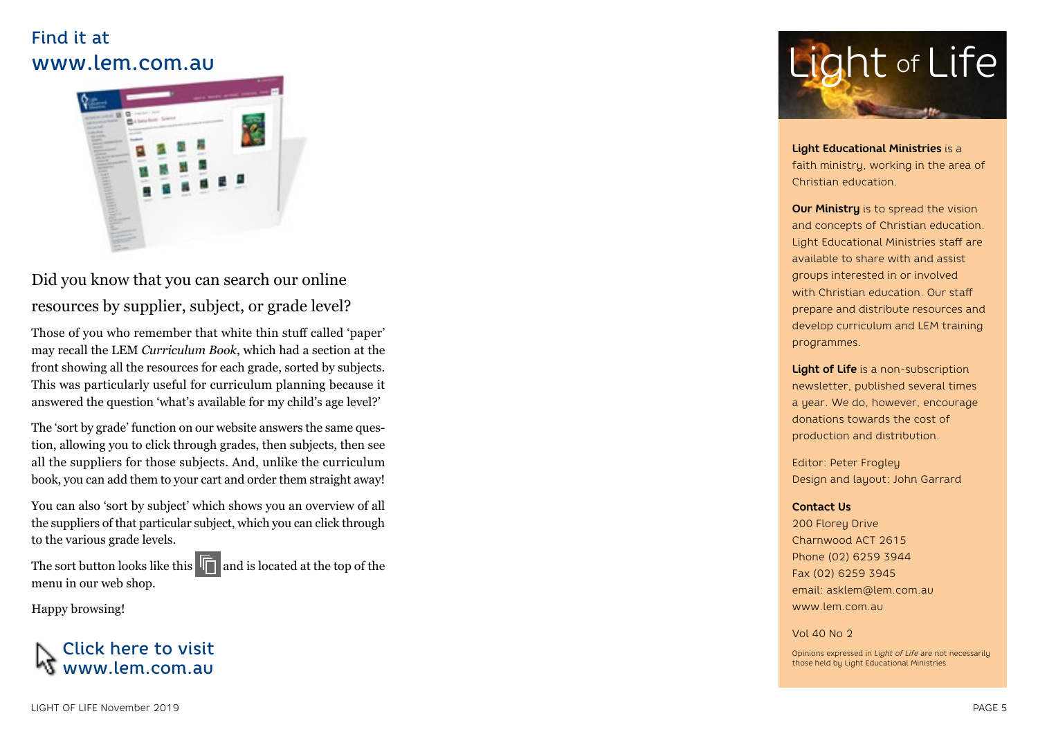## Find it at www.lem.com.au

### Did you know that you can search our online resources by supplier, subject, or grade level?

Those of you who remember that white thin stuff called 'paper' may recall the LEM *Curriculum Book*, which had a section at the front showing all the resources for each grade, sorted by subjects. This was particularly useful for curriculum planning because it answered the question 'what's available for my child's age level?'

The 'sort by grade' function on our website answers the same question, allowing you to click through grades, then subjects, then see all the suppliers for those subjects. And, unlike the curriculum book, you can add them to your cart and order them straight away!

You can also 'sort by subject' which shows you an overview of all the suppliers of that particular subject, which you can click through to the various grade levels.

The sort button looks like this and is located at the top of the menu in our web shop.

Happy browsing!

Click here to visit www.lem.com.au

# Light of Life

**Light Educational Ministries** is a faith ministry, working in the area of Christian education.

**Our Ministry** is to spread the vision and concepts of Christian education. Light Educational Ministries staff are available to share with and assist groups interested in or involved with Christian education. Our staff prepare and distribute resources and develop curriculum and LEM training programmes.

**Light of Life** is a non-subscription newsletter, published several times a year. We do, however, encourage donations towards the cost of production and distribution.

Editor: Peter Frogley
Design and layout: John Garrard

**Contact Us**
200 Florey Drive
Charnwood ACT 2615
Phone (02) 6259 3944
Fax (02) 6259 3945
email: asklem@lem.com.au
www.lem.com.au

Vol 40 No 2

Opinions expressed in *Light of Life* are not necessarily those held by Light Educational Ministries.